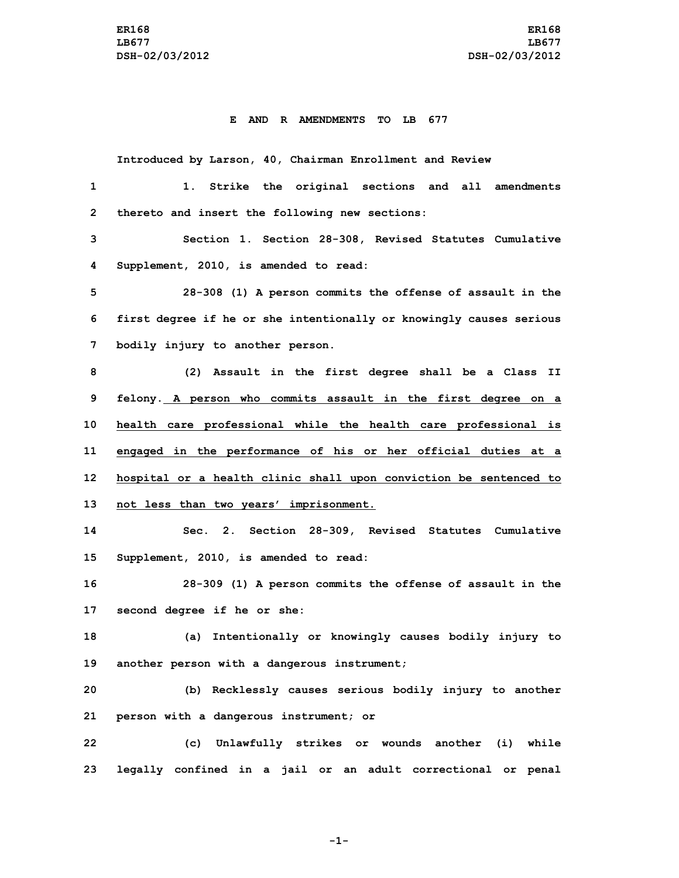# E AND R AMENDMENTS TO LB 677

Introduced by Larson, 40, Chairman Enrollment and Review

1. Strike the original sections and all amendments thereto and insert the following new sections:

Section 1. Section 28-308, Revised Statutes Cumulative Supplement, 2010, is amended to read:

28-308 (1) A person commits the offense of assault in the first degree if he or she intentionally or knowingly causes serious bodily injury to another person.

(2) Assault in the first degree shall be a Class II felony. <u>A person who commits assault in the first degree on a health care professional while the health care professional is engaged in the performance of his or her official duties at a hospital or a health clinic shall upon conviction be sentenced to not less than two years' imprisonment.</u>

Sec. 2. Section 28-309, Revised Statutes Cumulative Supplement, 2010, is amended to read:

28-309 (1) A person commits the offense of assault in the second degree if he or she:

(a) Intentionally or knowingly causes bodily injury to another person with a dangerous instrument;

(b) Recklessly causes serious bodily injury to another person with a dangerous instrument; or

(c) Unlawfully strikes or wounds another (i) while legally confined in a jail or an adult correctional or penal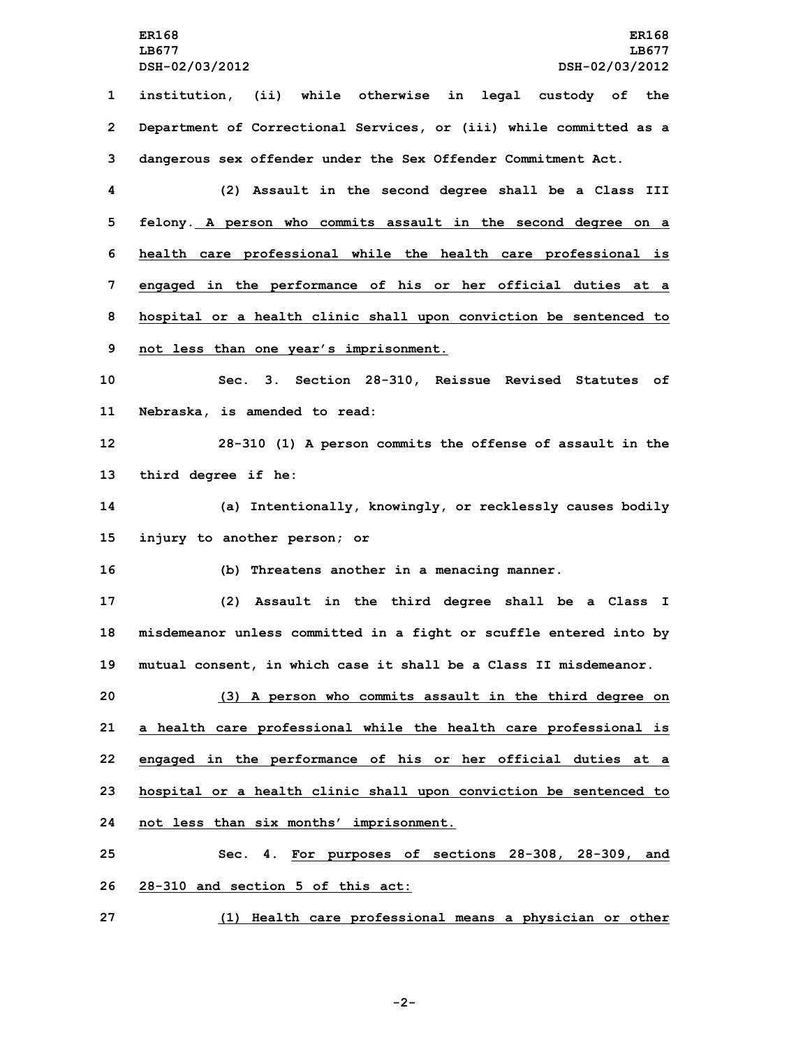institution, (ii) while otherwise in legal custody of the Department of Correctional Services, or (iii) while committed as a dangerous sex offender under the Sex Offender Commitment Act.

(2) Assault in the second degree shall be a Class III felony. A person who commits assault in the second degree on a health care professional while the health care professional is engaged in the performance of his or her official duties at a hospital or a health clinic shall upon conviction be sentenced to not less than one year's imprisonment.

Sec. 3. Section 28-310, Reissue Revised Statutes of Nebraska, is amended to read:

28-310 (1) A person commits the offense of assault in the third degree if he:

(a) Intentionally, knowingly, or recklessly causes bodily injury to another person; or

(b) Threatens another in a menacing manner.

(2) Assault in the third degree shall be a Class I misdemeanor unless committed in a fight or scuffle entered into by mutual consent, in which case it shall be a Class II misdemeanor.

(3) A person who commits assault in the third degree on a health care professional while the health care professional is engaged in the performance of his or her official duties at a hospital or a health clinic shall upon conviction be sentenced to not less than six months' imprisonment.

Sec. 4. For purposes of sections 28-308, 28-309, and 28-310 and section 5 of this act:

(1) Health care professional means a physician or other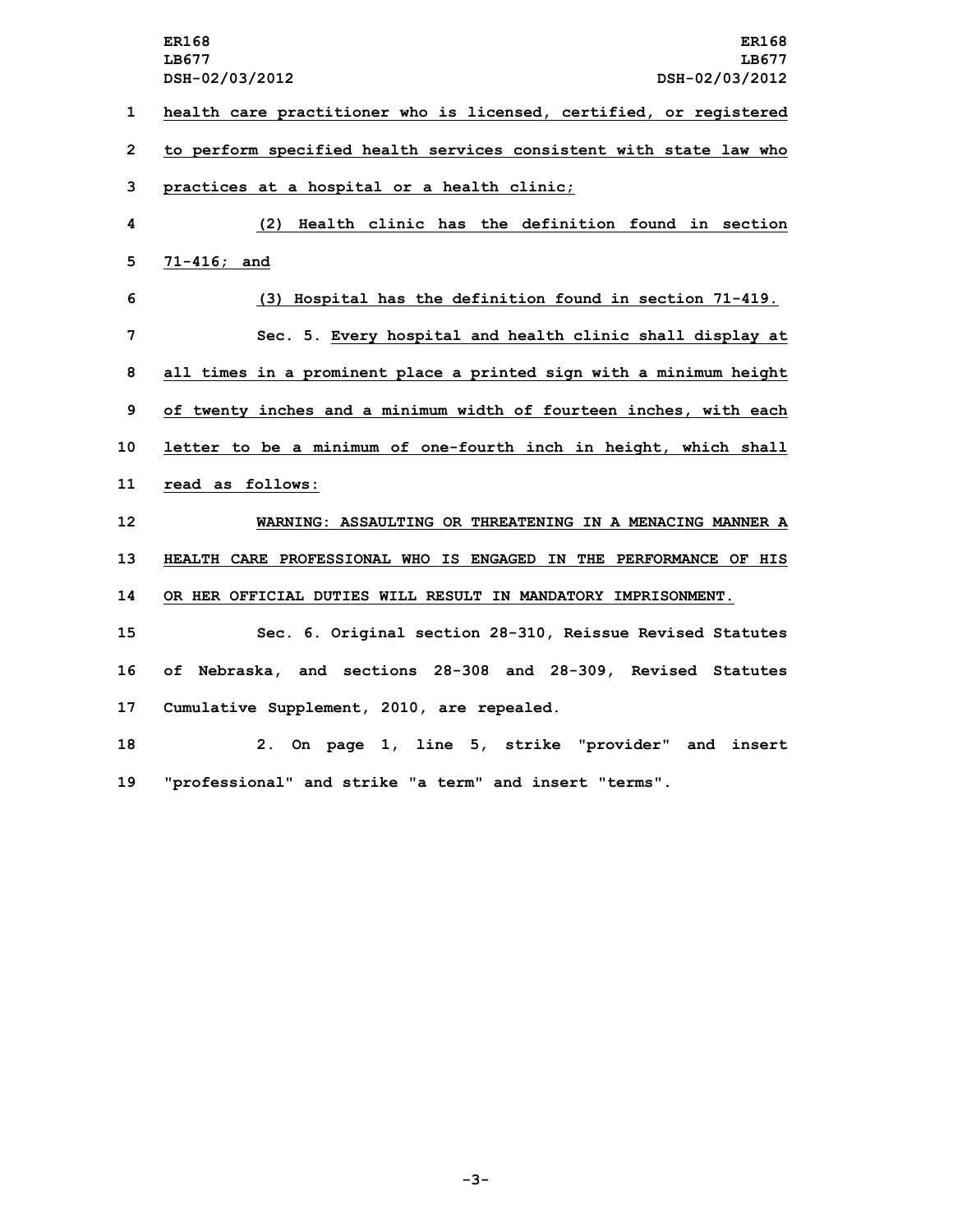health care practitioner who is licensed, certified, or registered to perform specified health services consistent with state law who practices at a hospital or a health clinic;

(2) Health clinic has the definition found in section 71-416; and

(3) Hospital has the definition found in section 71-419.

Sec. 5. Every hospital and health clinic shall display at all times in a prominent place a printed sign with a minimum height of twenty inches and a minimum width of fourteen inches, with each letter to be a minimum of one-fourth inch in height, which shall read as follows:

WARNING: ASSAULTING OR THREATENING IN A MENACING MANNER A HEALTH CARE PROFESSIONAL WHO IS ENGAGED IN THE PERFORMANCE OF HIS OR HER OFFICIAL DUTIES WILL RESULT IN MANDATORY IMPRISONMENT.

Sec. 6. Original section 28-310, Reissue Revised Statutes of Nebraska, and sections 28-308 and 28-309, Revised Statutes Cumulative Supplement, 2010, are repealed.

2. On page 1, line 5, strike "provider" and insert "professional" and strike "a term" and insert "terms".